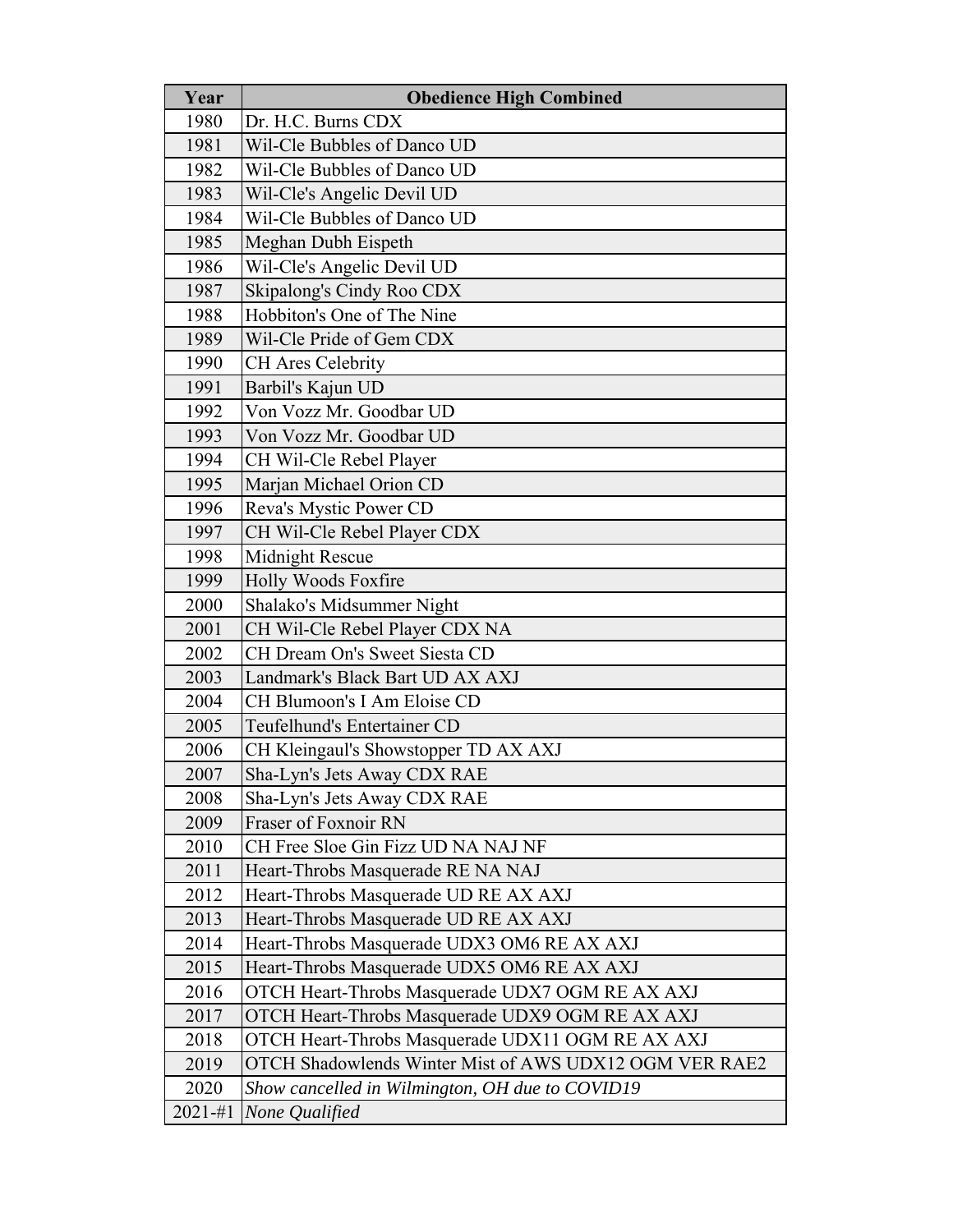| Year | Obedience High Combined |
| --- | --- |
| 1980 | Dr. H.C. Burns CDX |
| 1981 | Wil-Cle Bubbles of Danco UD |
| 1982 | Wil-Cle Bubbles of Danco UD |
| 1983 | Wil-Cle's Angelic Devil UD |
| 1984 | Wil-Cle Bubbles of Danco UD |
| 1985 | Meghan Dubh Eispeth |
| 1986 | Wil-Cle's Angelic Devil UD |
| 1987 | Skipalong's Cindy Roo CDX |
| 1988 | Hobbiton's One of The Nine |
| 1989 | Wil-Cle Pride of Gem CDX |
| 1990 | CH Ares Celebrity |
| 1991 | Barbil's Kajun UD |
| 1992 | Von Vozz Mr. Goodbar UD |
| 1993 | Von Vozz Mr. Goodbar UD |
| 1994 | CH Wil-Cle Rebel Player |
| 1995 | Marjan Michael Orion CD |
| 1996 | Reva's Mystic Power CD |
| 1997 | CH Wil-Cle Rebel Player CDX |
| 1998 | Midnight Rescue |
| 1999 | Holly Woods Foxfire |
| 2000 | Shalako's Midsummer Night |
| 2001 | CH Wil-Cle Rebel Player CDX NA |
| 2002 | CH Dream On's Sweet Siesta CD |
| 2003 | Landmark's Black Bart UD AX AXJ |
| 2004 | CH Blumoon's I Am Eloise CD |
| 2005 | Teufelhund's Entertainer CD |
| 2006 | CH Kleingaul's Showstopper TD AX AXJ |
| 2007 | Sha-Lyn's Jets Away CDX RAE |
| 2008 | Sha-Lyn's Jets Away CDX RAE |
| 2009 | Fraser of Foxnoir RN |
| 2010 | CH Free Sloe Gin Fizz UD NA NAJ NF |
| 2011 | Heart-Throbs Masquerade RE NA NAJ |
| 2012 | Heart-Throbs Masquerade UD RE AX AXJ |
| 2013 | Heart-Throbs Masquerade UD RE AX AXJ |
| 2014 | Heart-Throbs Masquerade UDX3 OM6 RE AX AXJ |
| 2015 | Heart-Throbs Masquerade UDX5 OM6 RE AX AXJ |
| 2016 | OTCH Heart-Throbs Masquerade UDX7 OGM RE AX AXJ |
| 2017 | OTCH Heart-Throbs Masquerade UDX9 OGM RE AX AXJ |
| 2018 | OTCH Heart-Throbs Masquerade UDX11 OGM RE AX AXJ |
| 2019 | OTCH Shadowlends Winter Mist of AWS UDX12 OGM VER RAE2 |
| 2020 | *Show cancelled in Wilmington, OH due to COVID19* |
| 2021-#1 | *None Qualified* |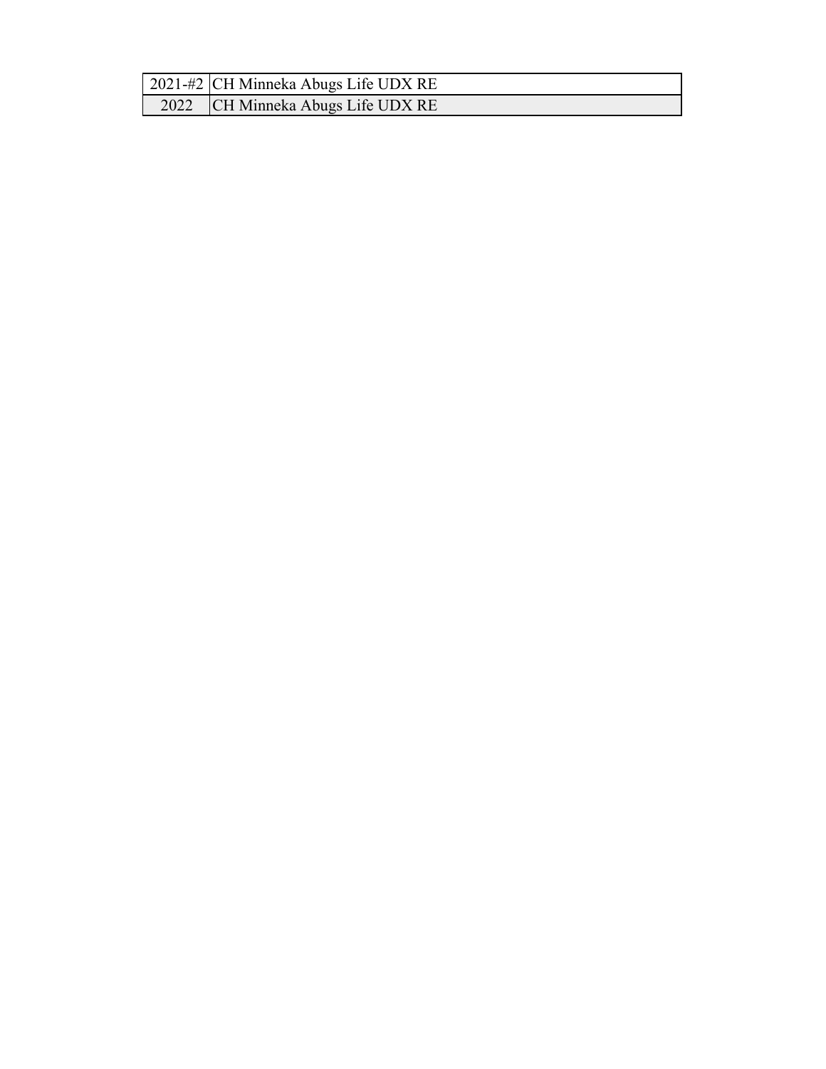| | |
|---|---|
| 2021-#2 | CH Minneka Abugs Life UDX RE |
| 2022 | CH Minneka Abugs Life UDX RE |